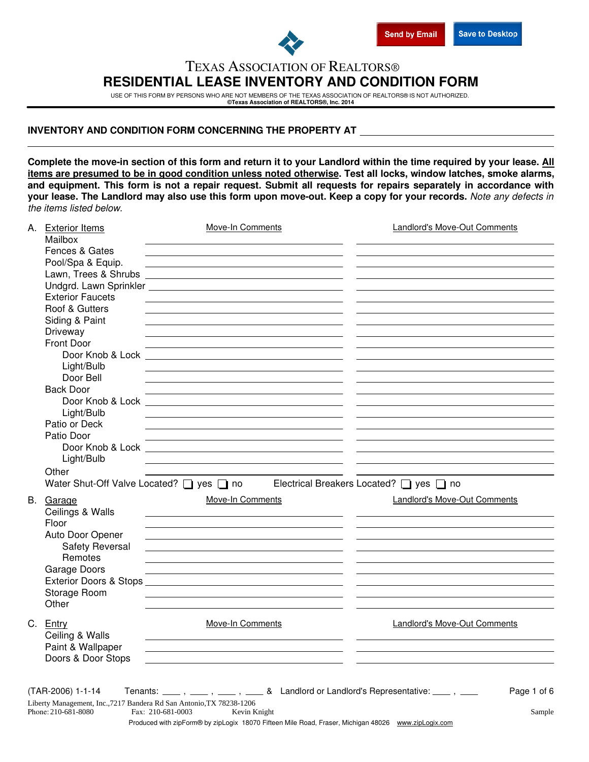# TEXAS ASSOCIATION OF REALTORS®

## RESIDENTIAL LEASE INVENTORY AND CONDITION FORM

USE OF THIS FORM BY PERSONS WHO ARE NOT MEMBERS OF THE TEXAS ASSOCIATION OF REALTORS® IS NOT AUTHORIZED.
**©Texas Association of REALTORS®, Inc. 2014**

**INVENTORY AND CONDITION FORM CONCERNING THE PROPERTY AT** ______________________________

______________________________________________________________________________

**Complete the move-in section of this form and return it to your Landlord within the time required by your lease. All items are presumed to be in good condition unless noted otherwise. Test all locks, window latches, smoke alarms, and equipment. This form is not a repair request. Submit all requests for repairs separately in accordance with your lease. The Landlord may also use this form upon move-out. Keep a copy for your records.** *Note any defects in the items listed below.*

### A. Exterior Items

| Item | Move-In Comments | Landlord's Move-Out Comments |
|---|---|---|
| Mailbox | | |
| Fences & Gates | | |
| Pool/Spa & Equip. | | |
| Lawn, Trees & Shrubs | | |
| Undgrd. Lawn Sprinkler | | |
| Exterior Faucets | | |
| Roof & Gutters | | |
| Siding & Paint | | |
| Driveway | | |
| Front Door | | |
| Door Knob & Lock | | |
| Light/Bulb | | |
| Door Bell | | |
| Back Door | | |
| Door Knob & Lock | | |
| Light/Bulb | | |
| Patio or Deck | | |
| Patio Door | | |
| Door Knob & Lock | | |
| Light/Bulb | | |
| Other | | |

Water Shut-Off Valve Located? ☐ yes ☐ no  Electrical Breakers Located? ☐ yes ☐ no

### B. Garage

| Item | Move-In Comments | Landlord's Move-Out Comments |
|---|---|---|
| Ceilings & Walls | | |
| Floor | | |
| Auto Door Opener | | |
| Safety Reversal | | |
| Remotes | | |
| Garage Doors | | |
| Exterior Doors & Stops | | |
| Storage Room | | |
| Other | | |

### C. Entry

| Item | Move-In Comments | Landlord's Move-Out Comments |
|---|---|---|
| Ceiling & Walls | | |
| Paint & Wallpaper | | |
| Doors & Door Stops | | |

(TAR-2006) 1-1-14  Tenants: ____ , ____ , ____ , ____ & Landlord or Landlord's Representative: ____ , ____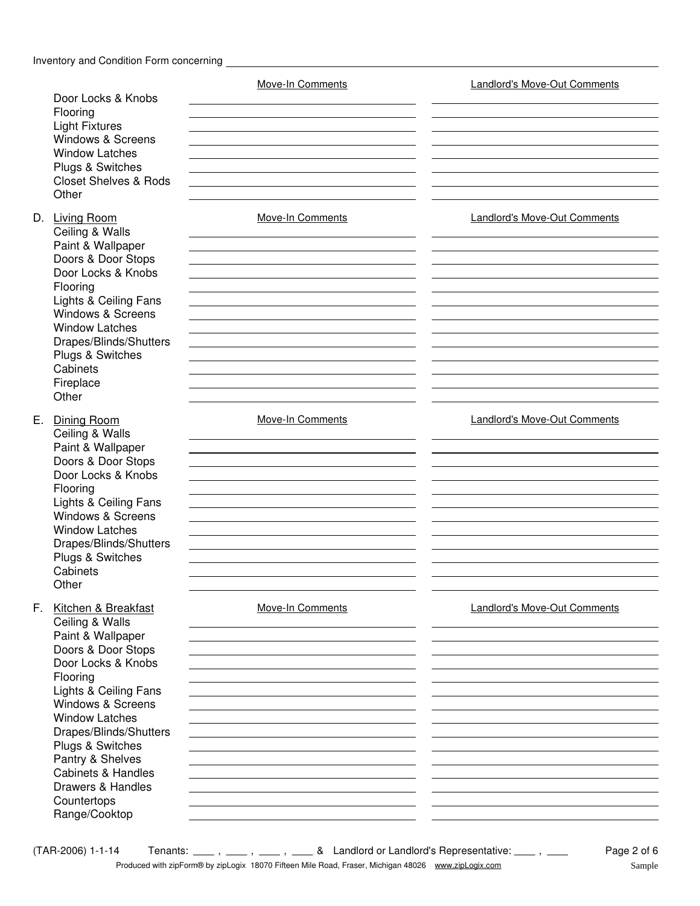Inventory and Condition Form concerning ______________________________

| | Move-In Comments | Landlord's Move-Out Comments |
|---|---|---|
| Door Locks & Knobs | | |
| Flooring | | |
| Light Fixtures | | |
| Windows & Screens | | |
| Window Latches | | |
| Plugs & Switches | | |
| Closet Shelves & Rods | | |
| Other | | |

D. Living Room

| | Move-In Comments | Landlord's Move-Out Comments |
|---|---|---|
| Ceiling & Walls | | |
| Paint & Wallpaper | | |
| Doors & Door Stops | | |
| Door Locks & Knobs | | |
| Flooring | | |
| Lights & Ceiling Fans | | |
| Windows & Screens | | |
| Window Latches | | |
| Drapes/Blinds/Shutters | | |
| Plugs & Switches | | |
| Cabinets | | |
| Fireplace | | |
| Other | | |

E. Dining Room

| | Move-In Comments | Landlord's Move-Out Comments |
|---|---|---|
| Ceiling & Walls | | |
| Paint & Wallpaper | | |
| Doors & Door Stops | | |
| Door Locks & Knobs | | |
| Flooring | | |
| Lights & Ceiling Fans | | |
| Windows & Screens | | |
| Window Latches | | |
| Drapes/Blinds/Shutters | | |
| Plugs & Switches | | |
| Cabinets | | |
| Other | | |

F. Kitchen & Breakfast

| | Move-In Comments | Landlord's Move-Out Comments |
|---|---|---|
| Ceiling & Walls | | |
| Paint & Wallpaper | | |
| Doors & Door Stops | | |
| Door Locks & Knobs | | |
| Flooring | | |
| Lights & Ceiling Fans | | |
| Windows & Screens | | |
| Window Latches | | |
| Drapes/Blinds/Shutters | | |
| Plugs & Switches | | |
| Pantry & Shelves | | |
| Cabinets & Handles | | |
| Drawers & Handles | | |
| Countertops | | |
| Range/Cooktop | | |

(TAR-2006) 1-1-14 Tenants: ____ , ____ , ____ , ____ & Landlord or Landlord's Representative: ____ , ____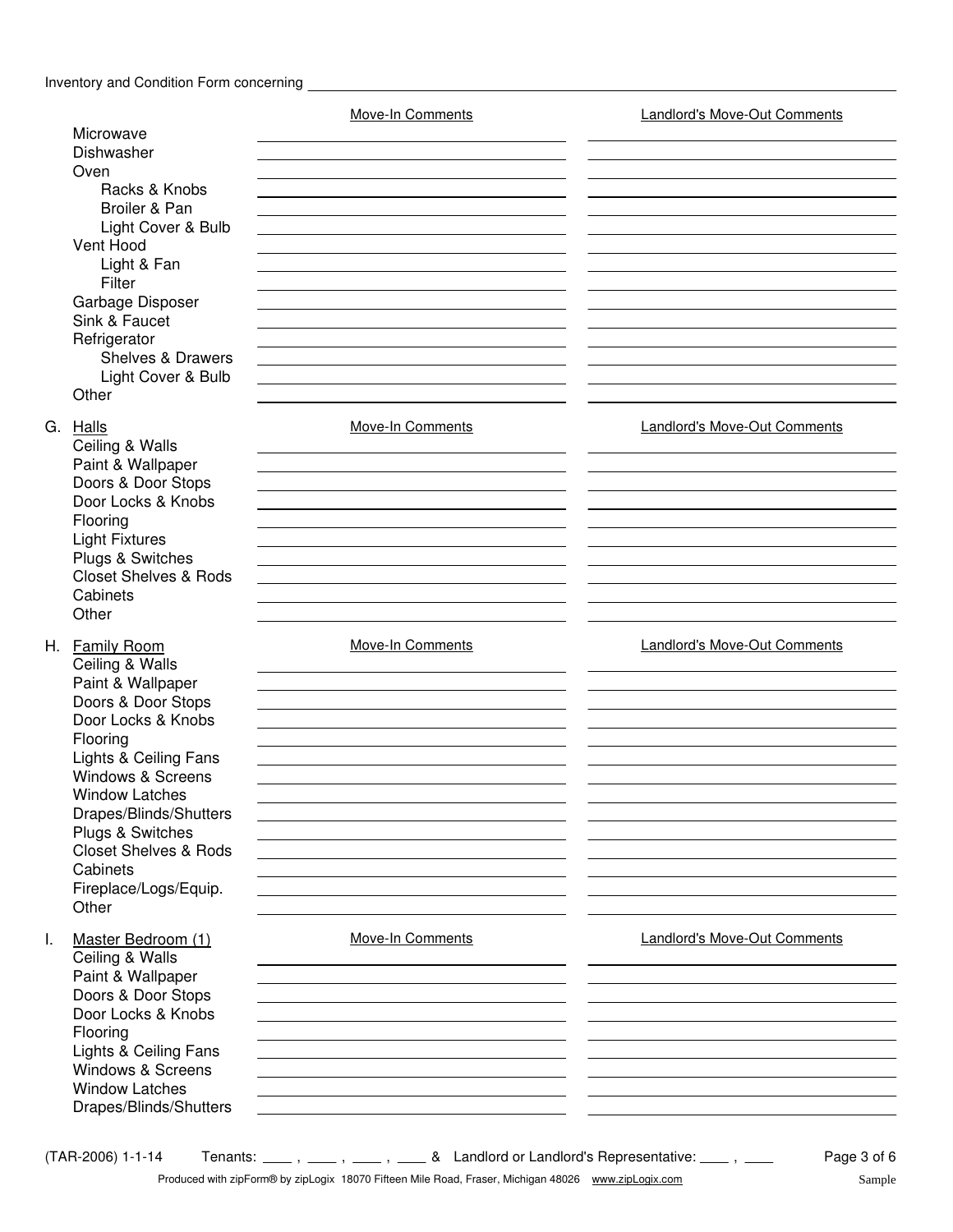Inventory and Condition Form concerning ______________________________

| | Move-In Comments | Landlord's Move-Out Comments |
|---|---|---|
| Microwave | | |
| Dishwasher | | |
| Oven | | |
| Racks & Knobs | | |
| Broiler & Pan | | |
| Light Cover & Bulb | | |
| Vent Hood | | |
| Light & Fan | | |
| Filter | | |
| Garbage Disposer | | |
| Sink & Faucet | | |
| Refrigerator | | |
| Shelves & Drawers | | |
| Light Cover & Bulb | | |
| Other | | |

| G. Halls | Move-In Comments | Landlord's Move-Out Comments |
|---|---|---|
| Ceiling & Walls | | |
| Paint & Wallpaper | | |
| Doors & Door Stops | | |
| Door Locks & Knobs | | |
| Flooring | | |
| Light Fixtures | | |
| Plugs & Switches | | |
| Closet Shelves & Rods | | |
| Cabinets | | |
| Other | | |

| H. Family Room | Move-In Comments | Landlord's Move-Out Comments |
|---|---|---|
| Ceiling & Walls | | |
| Paint & Wallpaper | | |
| Doors & Door Stops | | |
| Door Locks & Knobs | | |
| Flooring | | |
| Lights & Ceiling Fans | | |
| Windows & Screens | | |
| Window Latches | | |
| Drapes/Blinds/Shutters | | |
| Plugs & Switches | | |
| Closet Shelves & Rods | | |
| Cabinets | | |
| Fireplace/Logs/Equip. | | |
| Other | | |

| I. Master Bedroom (1) | Move-In Comments | Landlord's Move-Out Comments |
|---|---|---|
| Ceiling & Walls | | |
| Paint & Wallpaper | | |
| Doors & Door Stops | | |
| Door Locks & Knobs | | |
| Flooring | | |
| Lights & Ceiling Fans | | |
| Windows & Screens | | |
| Window Latches | | |
| Drapes/Blinds/Shutters | | |

(TAR-2006) 1-1-14 Tenants: ____ , ____ , ____ , ____ & Landlord or Landlord's Representative: ____ , ____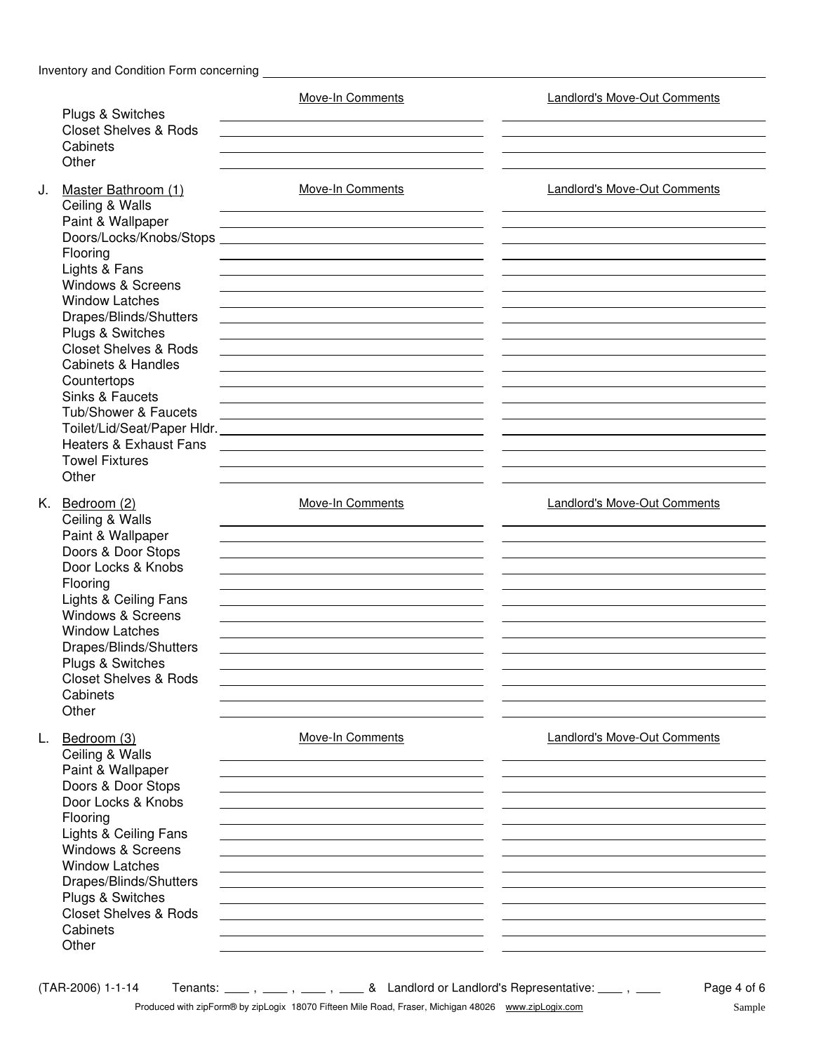Inventory and Condition Form concerning ______________________________

| | Move-In Comments | Landlord's Move-Out Comments |
|---|---|---|
| Plugs & Switches | | |
| Closet Shelves & Rods | | |
| Cabinets | | |
| Other | | |

| J. Master Bathroom (1) | Move-In Comments | Landlord's Move-Out Comments |
|---|---|---|
| Ceiling & Walls | | |
| Paint & Wallpaper | | |
| Doors/Locks/Knobs/Stops | | |
| Flooring | | |
| Lights & Fans | | |
| Windows & Screens | | |
| Window Latches | | |
| Drapes/Blinds/Shutters | | |
| Plugs & Switches | | |
| Closet Shelves & Rods | | |
| Cabinets & Handles | | |
| Countertops | | |
| Sinks & Faucets | | |
| Tub/Shower & Faucets | | |
| Toilet/Lid/Seat/Paper Hldr. | | |
| Heaters & Exhaust Fans | | |
| Towel Fixtures | | |
| Other | | |

| K. Bedroom (2) | Move-In Comments | Landlord's Move-Out Comments |
|---|---|---|
| Ceiling & Walls | | |
| Paint & Wallpaper | | |
| Doors & Door Stops | | |
| Door Locks & Knobs | | |
| Flooring | | |
| Lights & Ceiling Fans | | |
| Windows & Screens | | |
| Window Latches | | |
| Drapes/Blinds/Shutters | | |
| Plugs & Switches | | |
| Closet Shelves & Rods | | |
| Cabinets | | |
| Other | | |

| L. Bedroom (3) | Move-In Comments | Landlord's Move-Out Comments |
|---|---|---|
| Ceiling & Walls | | |
| Paint & Wallpaper | | |
| Doors & Door Stops | | |
| Door Locks & Knobs | | |
| Flooring | | |
| Lights & Ceiling Fans | | |
| Windows & Screens | | |
| Window Latches | | |
| Drapes/Blinds/Shutters | | |
| Plugs & Switches | | |
| Closet Shelves & Rods | | |
| Cabinets | | |
| Other | | |

(TAR-2006) 1-1-14 Tenants: ____ , ____ , ____ , ____ & Landlord or Landlord's Representative: ____ , ____

Produced with zipForm® by zipLogix 18070 Fifteen Mile Road, Fraser, Michigan 48026 www.zipLogix.com Sample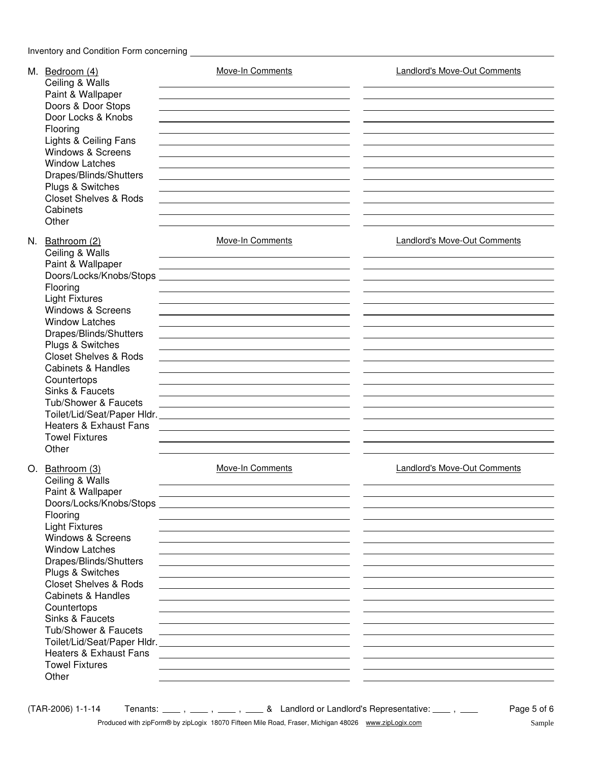Inventory and Condition Form concerning ______________________________________________

M. Bedroom (4)

| Item | Move-In Comments | Landlord's Move-Out Comments |
| --- | --- | --- |
| Ceiling & Walls | | |
| Paint & Wallpaper | | |
| Doors & Door Stops | | |
| Door Locks & Knobs | | |
| Flooring | | |
| Lights & Ceiling Fans | | |
| Windows & Screens | | |
| Window Latches | | |
| Drapes/Blinds/Shutters | | |
| Plugs & Switches | | |
| Closet Shelves & Rods | | |
| Cabinets | | |
| Other | | |

N. Bathroom (2)

| Item | Move-In Comments | Landlord's Move-Out Comments |
| --- | --- | --- |
| Ceiling & Walls | | |
| Paint & Wallpaper | | |
| Doors/Locks/Knobs/Stops | | |
| Flooring | | |
| Light Fixtures | | |
| Windows & Screens | | |
| Window Latches | | |
| Drapes/Blinds/Shutters | | |
| Plugs & Switches | | |
| Closet Shelves & Rods | | |
| Cabinets & Handles | | |
| Countertops | | |
| Sinks & Faucets | | |
| Tub/Shower & Faucets | | |
| Toilet/Lid/Seat/Paper Hldr. | | |
| Heaters & Exhaust Fans | | |
| Towel Fixtures | | |
| Other | | |

O. Bathroom (3)

| Item | Move-In Comments | Landlord's Move-Out Comments |
| --- | --- | --- |
| Ceiling & Walls | | |
| Paint & Wallpaper | | |
| Doors/Locks/Knobs/Stops | | |
| Flooring | | |
| Light Fixtures | | |
| Windows & Screens | | |
| Window Latches | | |
| Drapes/Blinds/Shutters | | |
| Plugs & Switches | | |
| Closet Shelves & Rods | | |
| Cabinets & Handles | | |
| Countertops | | |
| Sinks & Faucets | | |
| Tub/Shower & Faucets | | |
| Toilet/Lid/Seat/Paper Hldr. | | |
| Heaters & Exhaust Fans | | |
| Towel Fixtures | | |
| Other | | |

(TAR-2006) 1-1-14 Tenants: ____ , ____ , ____ , ____ & Landlord or Landlord's Representative: ____ , ____

Produced with zipForm® by zipLogix 18070 Fifteen Mile Road, Fraser, Michigan 48026 www.zipLogix.com Sample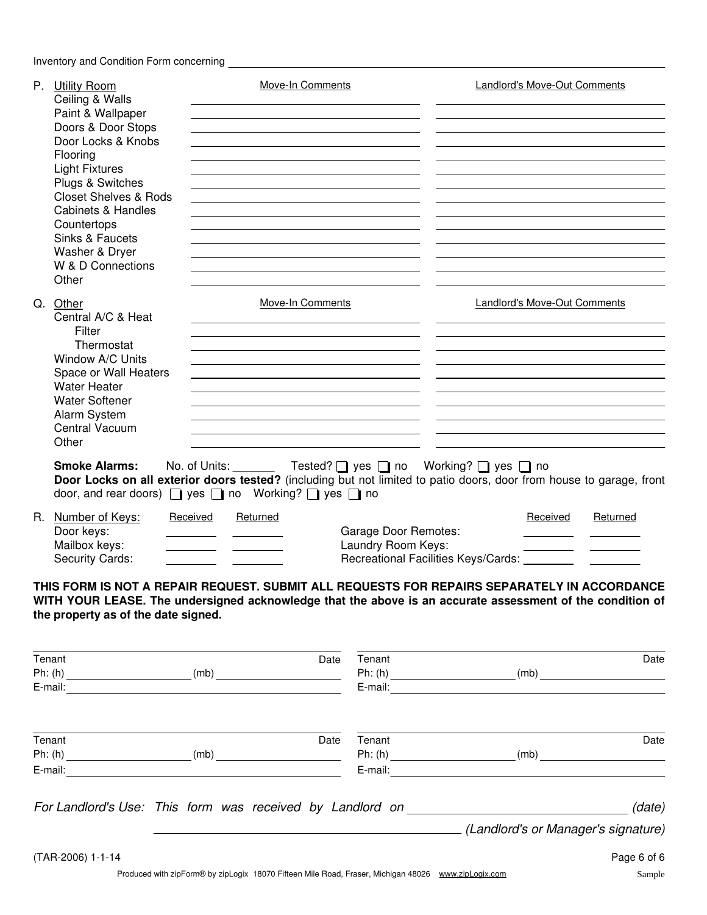Inventory and Condition Form concerning ______________________________

| P. Utility Room | Move-In Comments | Landlord's Move-Out Comments |
|---|---|---|
| Ceiling & Walls | | |
| Paint & Wallpaper | | |
| Doors & Door Stops | | |
| Door Locks & Knobs | | |
| Flooring | | |
| Light Fixtures | | |
| Plugs & Switches | | |
| Closet Shelves & Rods | | |
| Cabinets & Handles | | |
| Countertops | | |
| Sinks & Faucets | | |
| Washer & Dryer | | |
| W & D Connections | | |
| Other | | |

| Q. Other | Move-In Comments | Landlord's Move-Out Comments |
|---|---|---|
| Central A/C & Heat | | |
| Filter | | |
| Thermostat | | |
| Window A/C Units | | |
| Space or Wall Heaters | | |
| Water Heater | | |
| Water Softener | | |
| Alarm System | | |
| Central Vacuum | | |
| Other | | |

**Smoke Alarms:** No. of Units: _______ Tested? ☐ yes ☐ no Working? ☐ yes ☐ no

**Door Locks on all exterior doors tested?** (including but not limited to patio doors, door from house to garage, front door, and rear doors) ☐ yes ☐ no Working? ☐ yes ☐ no

| R. Number of Keys: | Received | Returned | | Received | Returned |
|---|---|---|---|---|---|
| Door keys: | | | Garage Door Remotes: | | |
| Mailbox keys: | | | Laundry Room Keys: | | |
| Security Cards: | | | Recreational Facilities Keys/Cards: | | |

**THIS FORM IS NOT A REPAIR REQUEST. SUBMIT ALL REQUESTS FOR REPAIRS SEPARATELY IN ACCORDANCE WITH YOUR LEASE. The undersigned acknowledge that the above is an accurate assessment of the condition of the property as of the date signed.**

| | |
|---|---|
| Tenant Date | Tenant Date |
| Ph: (h) __________ (mb) __________ | Ph: (h) __________ (mb) __________ |
| E-mail: __________ | E-mail: __________ |
| Tenant Date | Tenant Date |
| Ph: (h) __________ (mb) __________ | Ph: (h) __________ (mb) __________ |
| E-mail: __________ | E-mail: __________ |

*For Landlord's Use: This form was received by Landlord on ______________________ (date)*

*______________________ (Landlord's or Manager's signature)*

(TAR-2006) 1-1-14

Produced with zipForm® by zipLogix 18070 Fifteen Mile Road, Fraser, Michigan 48026 www.zipLogix.com Sample